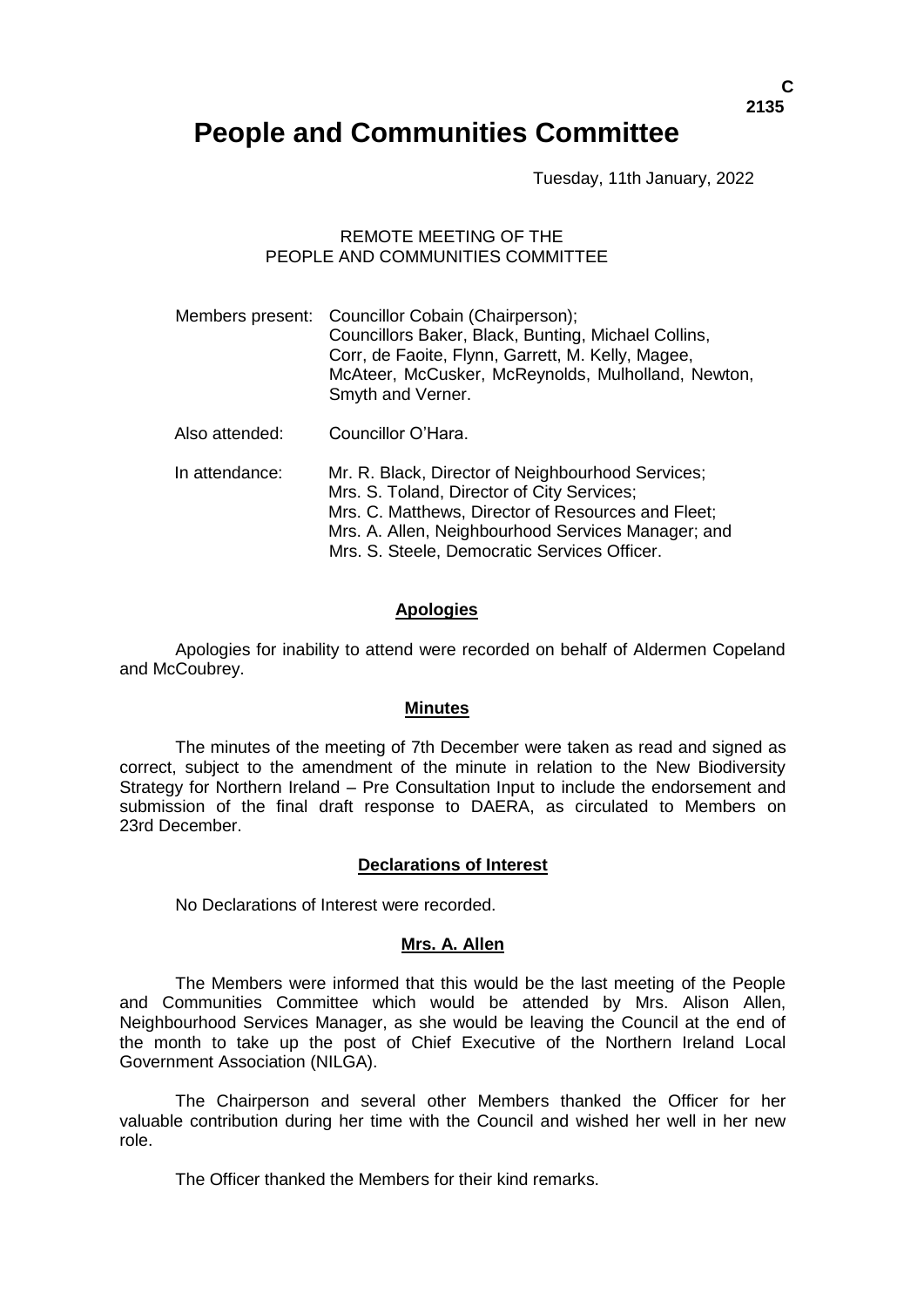# People and Communities Committee

Tuesday, 11th January, 2022

REMOTE MEETING OF THE
PEOPLE AND COMMUNITIES COMMITTEE

Members present: Councillor Cobain (Chairperson);
Councillors Baker, Black, Bunting, Michael Collins, Corr, de Faoite, Flynn, Garrett, M. Kelly, Magee, McAteer, McCusker, McReynolds, Mulholland, Newton, Smyth and Verner.

Also attended: Councillor O'Hara.

In attendance: Mr. R. Black, Director of Neighbourhood Services;
Mrs. S. Toland, Director of City Services;
Mrs. C. Matthews, Director of Resources and Fleet;
Mrs. A. Allen, Neighbourhood Services Manager; and
Mrs. S. Steele, Democratic Services Officer.

## Apologies

Apologies for inability to attend were recorded on behalf of Aldermen Copeland and McCoubrey.

## Minutes

The minutes of the meeting of 7th December were taken as read and signed as correct, subject to the amendment of the minute in relation to the New Biodiversity Strategy for Northern Ireland – Pre Consultation Input to include the endorsement and submission of the final draft response to DAERA, as circulated to Members on 23rd December.

## Declarations of Interest

No Declarations of Interest were recorded.

## Mrs. A. Allen

The Members were informed that this would be the last meeting of the People and Communities Committee which would be attended by Mrs. Alison Allen, Neighbourhood Services Manager, as she would be leaving the Council at the end of the month to take up the post of Chief Executive of the Northern Ireland Local Government Association (NILGA).

The Chairperson and several other Members thanked the Officer for her valuable contribution during her time with the Council and wished her well in her new role.

The Officer thanked the Members for their kind remarks.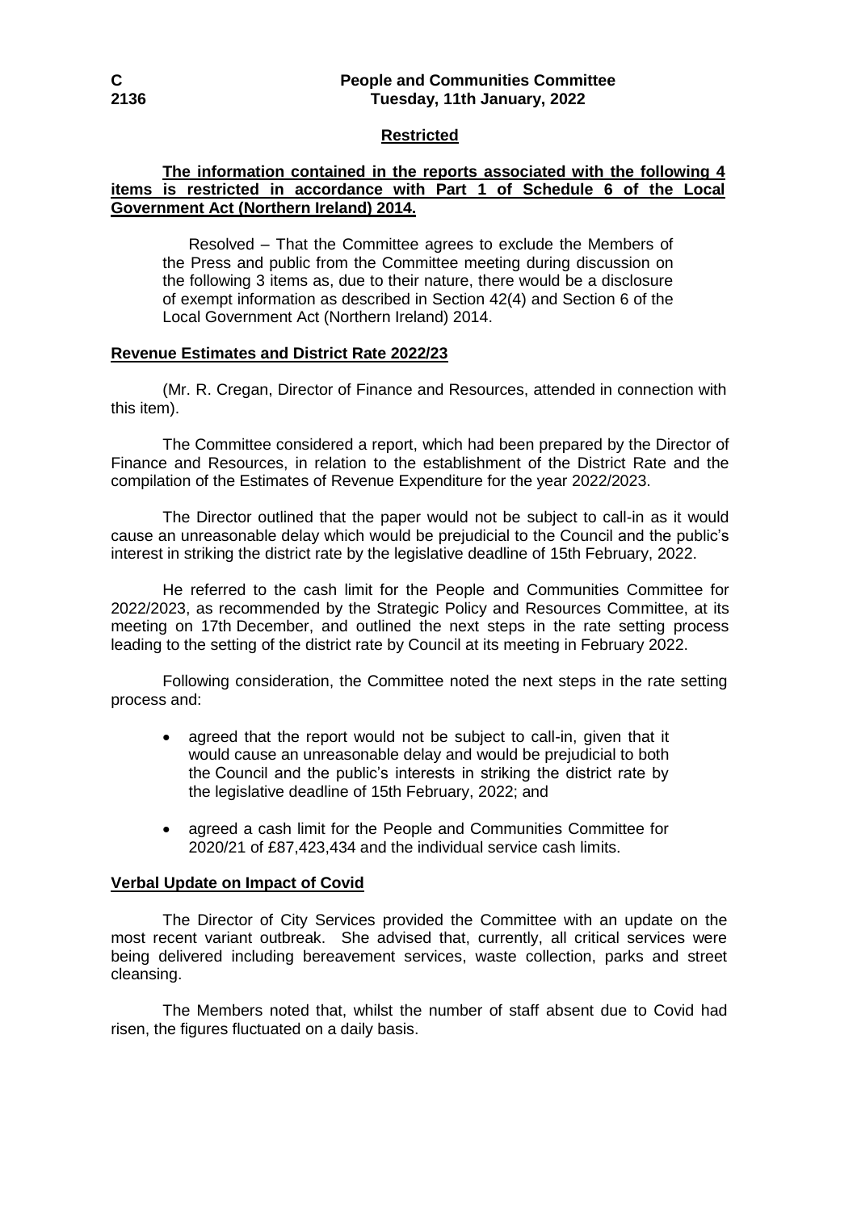## Restricted

**The information contained in the reports associated with the following 4 items is restricted in accordance with Part 1 of Schedule 6 of the Local Government Act (Northern Ireland) 2014.**

> Resolved – That the Committee agrees to exclude the Members of the Press and public from the Committee meeting during discussion on the following 3 items as, due to their nature, there would be a disclosure of exempt information as described in Section 42(4) and Section 6 of the Local Government Act (Northern Ireland) 2014.

### Revenue Estimates and District Rate 2022/23

(Mr. R. Cregan, Director of Finance and Resources, attended in connection with this item).

The Committee considered a report, which had been prepared by the Director of Finance and Resources, in relation to the establishment of the District Rate and the compilation of the Estimates of Revenue Expenditure for the year 2022/2023.

The Director outlined that the paper would not be subject to call-in as it would cause an unreasonable delay which would be prejudicial to the Council and the public's interest in striking the district rate by the legislative deadline of 15th February, 2022.

He referred to the cash limit for the People and Communities Committee for 2022/2023, as recommended by the Strategic Policy and Resources Committee, at its meeting on 17th December, and outlined the next steps in the rate setting process leading to the setting of the district rate by Council at its meeting in February 2022.

Following consideration, the Committee noted the next steps in the rate setting process and:

- agreed that the report would not be subject to call-in, given that it would cause an unreasonable delay and would be prejudicial to both the Council and the public's interests in striking the district rate by the legislative deadline of 15th February, 2022; and
- agreed a cash limit for the People and Communities Committee for 2020/21 of £87,423,434 and the individual service cash limits.

### Verbal Update on Impact of Covid

The Director of City Services provided the Committee with an update on the most recent variant outbreak. She advised that, currently, all critical services were being delivered including bereavement services, waste collection, parks and street cleansing.

The Members noted that, whilst the number of staff absent due to Covid had risen, the figures fluctuated on a daily basis.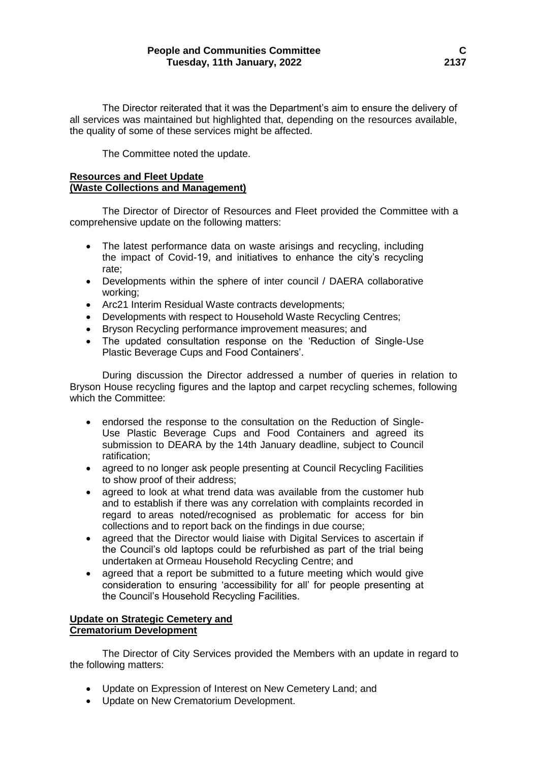The Director reiterated that it was the Department's aim to ensure the delivery of all services was maintained but highlighted that, depending on the resources available, the quality of some of these services might be affected.

The Committee noted the update.

**Resources and Fleet Update**
**(Waste Collections and Management)**

The Director of Director of Resources and Fleet provided the Committee with a comprehensive update on the following matters:

- The latest performance data on waste arisings and recycling, including the impact of Covid-19, and initiatives to enhance the city's recycling rate;
- Developments within the sphere of inter council / DAERA collaborative working;
- Arc21 Interim Residual Waste contracts developments;
- Developments with respect to Household Waste Recycling Centres;
- Bryson Recycling performance improvement measures; and
- The updated consultation response on the 'Reduction of Single-Use Plastic Beverage Cups and Food Containers'.

During discussion the Director addressed a number of queries in relation to Bryson House recycling figures and the laptop and carpet recycling schemes, following which the Committee:

- endorsed the response to the consultation on the Reduction of Single-Use Plastic Beverage Cups and Food Containers and agreed its submission to DEARA by the 14th January deadline, subject to Council ratification;
- agreed to no longer ask people presenting at Council Recycling Facilities to show proof of their address;
- agreed to look at what trend data was available from the customer hub and to establish if there was any correlation with complaints recorded in regard to areas noted/recognised as problematic for access for bin collections and to report back on the findings in due course;
- agreed that the Director would liaise with Digital Services to ascertain if the Council's old laptops could be refurbished as part of the trial being undertaken at Ormeau Household Recycling Centre; and
- agreed that a report be submitted to a future meeting which would give consideration to ensuring 'accessibility for all' for people presenting at the Council's Household Recycling Facilities.

**Update on Strategic Cemetery and**
**Crematorium Development**

The Director of City Services provided the Members with an update in regard to the following matters:

- Update on Expression of Interest on New Cemetery Land; and
- Update on New Crematorium Development.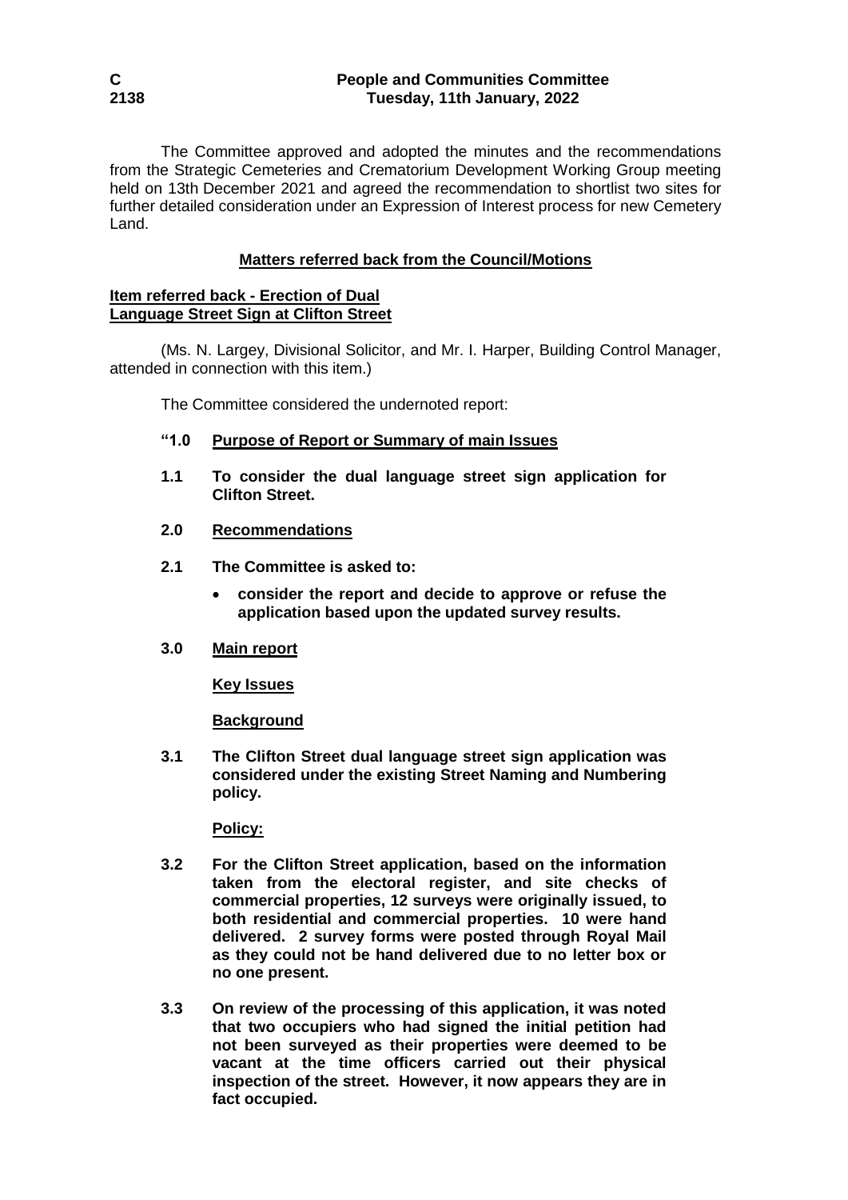The Committee approved and adopted the minutes and the recommendations from the Strategic Cemeteries and Crematorium Development Working Group meeting held on 13th December 2021 and agreed the recommendation to shortlist two sites for further detailed consideration under an Expression of Interest process for new Cemetery Land.

## Matters referred back from the Council/Motions

### Item referred back - Erection of Dual Language Street Sign at Clifton Street

(Ms. N. Largey, Divisional Solicitor, and Mr. I. Harper, Building Control Manager, attended in connection with this item.)

The Committee considered the undernoted report:

**"1.0 Purpose of Report or Summary of main Issues**

**1.1 To consider the dual language street sign application for Clifton Street.**

**2.0 Recommendations**

**2.1 The Committee is asked to:**

- **consider the report and decide to approve or refuse the application based upon the updated survey results.**

**3.0 Main report**

**Key Issues**

**Background**

**3.1 The Clifton Street dual language street sign application was considered under the existing Street Naming and Numbering policy.**

**Policy:**

**3.2 For the Clifton Street application, based on the information taken from the electoral register, and site checks of commercial properties, 12 surveys were originally issued, to both residential and commercial properties. 10 were hand delivered. 2 survey forms were posted through Royal Mail as they could not be hand delivered due to no letter box or no one present.**

**3.3 On review of the processing of this application, it was noted that two occupiers who had signed the initial petition had not been surveyed as their properties were deemed to be vacant at the time officers carried out their physical inspection of the street. However, it now appears they are in fact occupied.**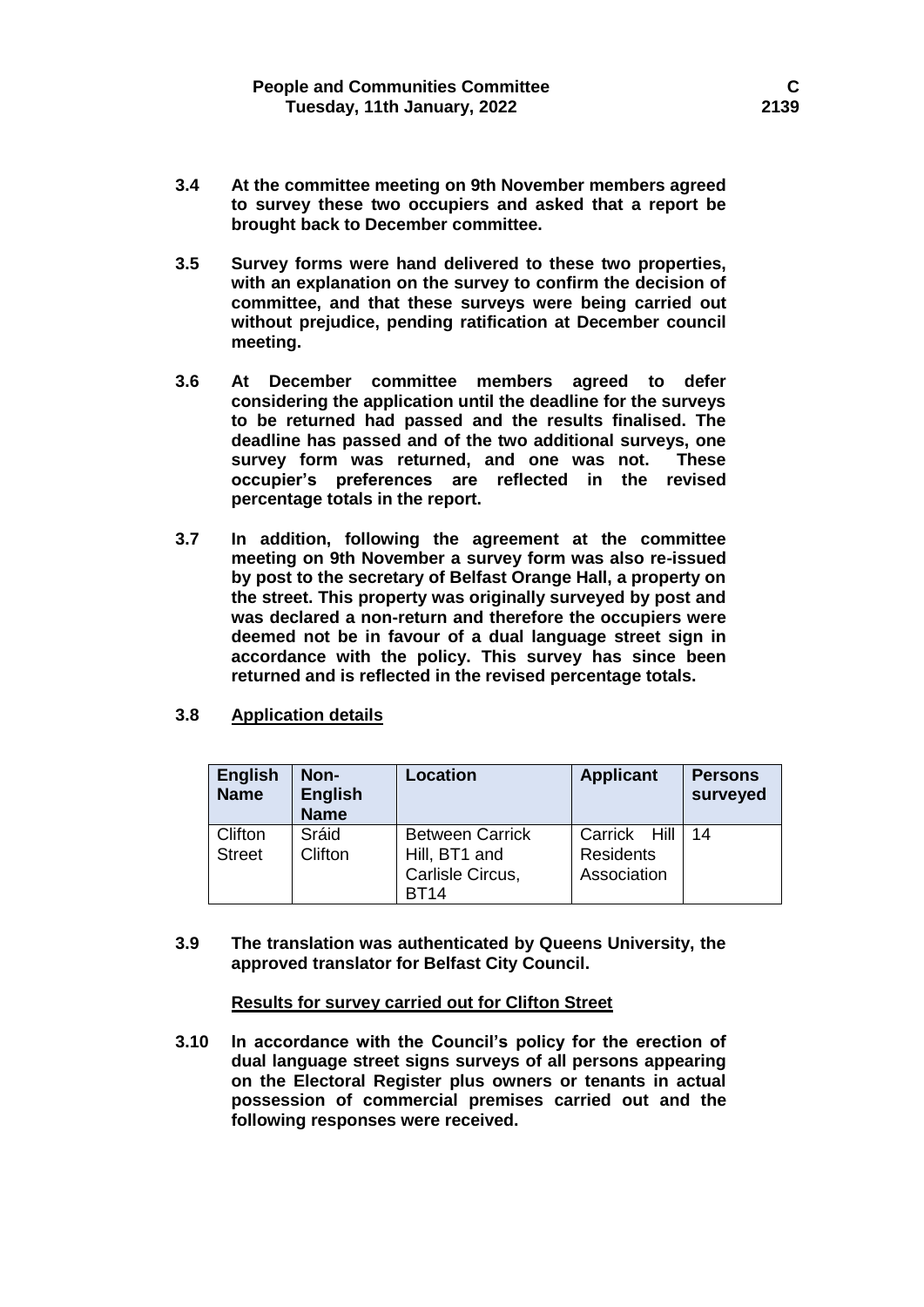**3.4 At the committee meeting on 9th November members agreed to survey these two occupiers and asked that a report be brought back to December committee.**

**3.5 Survey forms were hand delivered to these two properties, with an explanation on the survey to confirm the decision of committee, and that these surveys were being carried out without prejudice, pending ratification at December council meeting.**

**3.6 At December committee members agreed to defer considering the application until the deadline for the surveys to be returned had passed and the results finalised. The deadline has passed and of the two additional surveys, one survey form was returned, and one was not. These occupier's preferences are reflected in the revised percentage totals in the report.**

**3.7 In addition, following the agreement at the committee meeting on 9th November a survey form was also re-issued by post to the secretary of Belfast Orange Hall, a property on the street. This property was originally surveyed by post and was declared a non-return and therefore the occupiers were deemed not be in favour of a dual language street sign in accordance with the policy. This survey has since been returned and is reflected in the revised percentage totals.**

**3.8 <u>Application details</u>**

| English Name | Non-English Name | Location | Applicant | Persons surveyed |
|---|---|---|---|---|
| Clifton Street | Sráid Clifton | Between Carrick Hill, BT1 and Carlisle Circus, BT14 | Carrick Hill Residents Association | 14 |

**3.9 The translation was authenticated by Queens University, the approved translator for Belfast City Council.**

**<u>Results for survey carried out for Clifton Street</u>**

**3.10 In accordance with the Council's policy for the erection of dual language street signs surveys of all persons appearing on the Electoral Register plus owners or tenants in actual possession of commercial premises carried out and the following responses were received.**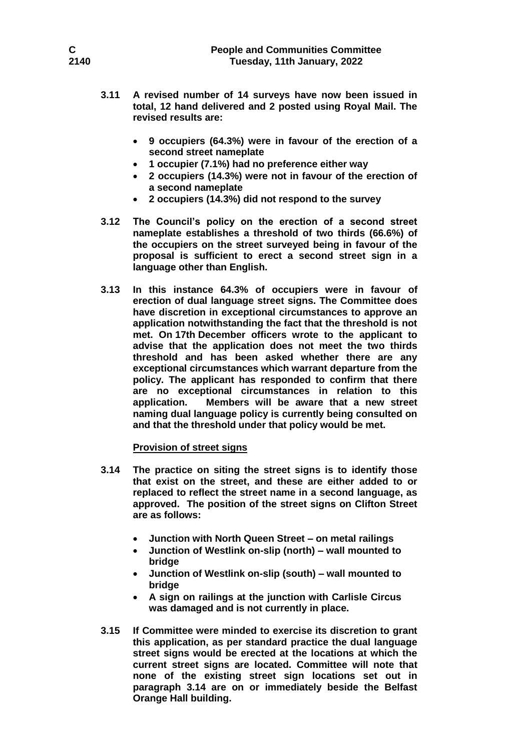**3.11 A revised number of 14 surveys have now been issued in total, 12 hand delivered and 2 posted using Royal Mail. The revised results are:**

- **9 occupiers (64.3%) were in favour of the erection of a second street nameplate**
- **1 occupier (7.1%) had no preference either way**
- **2 occupiers (14.3%) were not in favour of the erection of a second nameplate**
- **2 occupiers (14.3%) did not respond to the survey**

**3.12 The Council's policy on the erection of a second street nameplate establishes a threshold of two thirds (66.6%) of the occupiers on the street surveyed being in favour of the proposal is sufficient to erect a second street sign in a language other than English.**

**3.13 In this instance 64.3% of occupiers were in favour of erection of dual language street signs. The Committee does have discretion in exceptional circumstances to approve an application notwithstanding the fact that the threshold is not met. On 17th December officers wrote to the applicant to advise that the application does not meet the two thirds threshold and has been asked whether there are any exceptional circumstances which warrant departure from the policy. The applicant has responded to confirm that there are no exceptional circumstances in relation to this application. Members will be aware that a new street naming dual language policy is currently being consulted on and that the threshold under that policy would be met.**

**Provision of street signs**

**3.14 The practice on siting the street signs is to identify those that exist on the street, and these are either added to or replaced to reflect the street name in a second language, as approved. The position of the street signs on Clifton Street are as follows:**

- **Junction with North Queen Street – on metal railings**
- **Junction of Westlink on-slip (north) – wall mounted to bridge**
- **Junction of Westlink on-slip (south) – wall mounted to bridge**
- **A sign on railings at the junction with Carlisle Circus was damaged and is not currently in place.**

**3.15 If Committee were minded to exercise its discretion to grant this application, as per standard practice the dual language street signs would be erected at the locations at which the current street signs are located. Committee will note that none of the existing street sign locations set out in paragraph 3.14 are on or immediately beside the Belfast Orange Hall building.**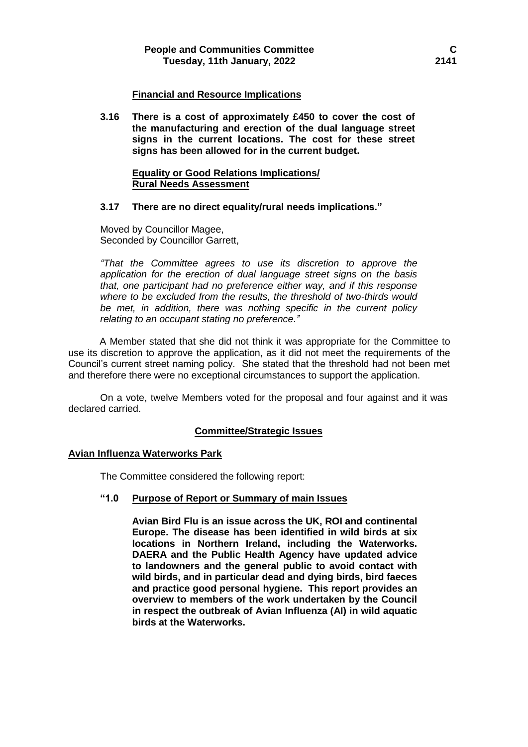**Financial and Resource Implications**

**3.16 There is a cost of approximately £450 to cover the cost of the manufacturing and erection of the dual language street signs in the current locations. The cost for these street signs has been allowed for in the current budget.**

**Equality or Good Relations Implications/ Rural Needs Assessment**

**3.17 There are no direct equality/rural needs implications."**

Moved by Councillor Magee,
Seconded by Councillor Garrett,

*"That the Committee agrees to use its discretion to approve the application for the erection of dual language street signs on the basis that, one participant had no preference either way, and if this response where to be excluded from the results, the threshold of two-thirds would be met, in addition, there was nothing specific in the current policy relating to an occupant stating no preference."*

A Member stated that she did not think it was appropriate for the Committee to use its discretion to approve the application, as it did not meet the requirements of the Council's current street naming policy. She stated that the threshold had not been met and therefore there were no exceptional circumstances to support the application.

On a vote, twelve Members voted for the proposal and four against and it was declared carried.

**Committee/Strategic Issues**

**Avian Influenza Waterworks Park**

The Committee considered the following report:

**"1.0 Purpose of Report or Summary of main Issues**

**Avian Bird Flu is an issue across the UK, ROI and continental Europe. The disease has been identified in wild birds at six locations in Northern Ireland, including the Waterworks. DAERA and the Public Health Agency have updated advice to landowners and the general public to avoid contact with wild birds, and in particular dead and dying birds, bird faeces and practice good personal hygiene. This report provides an overview to members of the work undertaken by the Council in respect the outbreak of Avian Influenza (AI) in wild aquatic birds at the Waterworks.**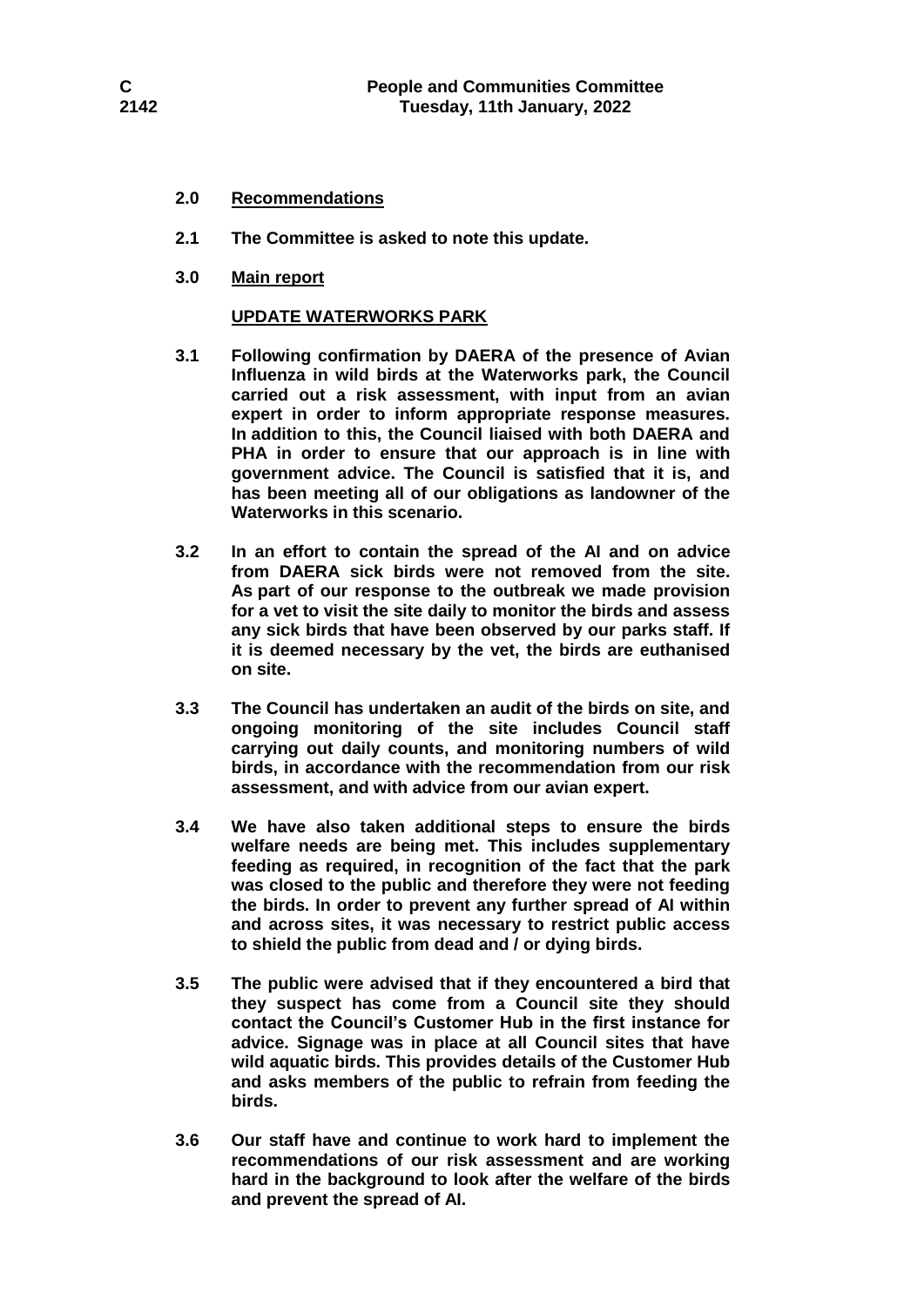**2.0 Recommendations**

**2.1 The Committee is asked to note this update.**

**3.0 Main report**

**UPDATE WATERWORKS PARK**

**3.1 Following confirmation by DAERA of the presence of Avian Influenza in wild birds at the Waterworks park, the Council carried out a risk assessment, with input from an avian expert in order to inform appropriate response measures. In addition to this, the Council liaised with both DAERA and PHA in order to ensure that our approach is in line with government advice. The Council is satisfied that it is, and has been meeting all of our obligations as landowner of the Waterworks in this scenario.**

**3.2 In an effort to contain the spread of the AI and on advice from DAERA sick birds were not removed from the site. As part of our response to the outbreak we made provision for a vet to visit the site daily to monitor the birds and assess any sick birds that have been observed by our parks staff. If it is deemed necessary by the vet, the birds are euthanised on site.**

**3.3 The Council has undertaken an audit of the birds on site, and ongoing monitoring of the site includes Council staff carrying out daily counts, and monitoring numbers of wild birds, in accordance with the recommendation from our risk assessment, and with advice from our avian expert.**

**3.4 We have also taken additional steps to ensure the birds welfare needs are being met. This includes supplementary feeding as required, in recognition of the fact that the park was closed to the public and therefore they were not feeding the birds. In order to prevent any further spread of AI within and across sites, it was necessary to restrict public access to shield the public from dead and / or dying birds.**

**3.5 The public were advised that if they encountered a bird that they suspect has come from a Council site they should contact the Council's Customer Hub in the first instance for advice. Signage was in place at all Council sites that have wild aquatic birds. This provides details of the Customer Hub and asks members of the public to refrain from feeding the birds.**

**3.6 Our staff have and continue to work hard to implement the recommendations of our risk assessment and are working hard in the background to look after the welfare of the birds and prevent the spread of AI.**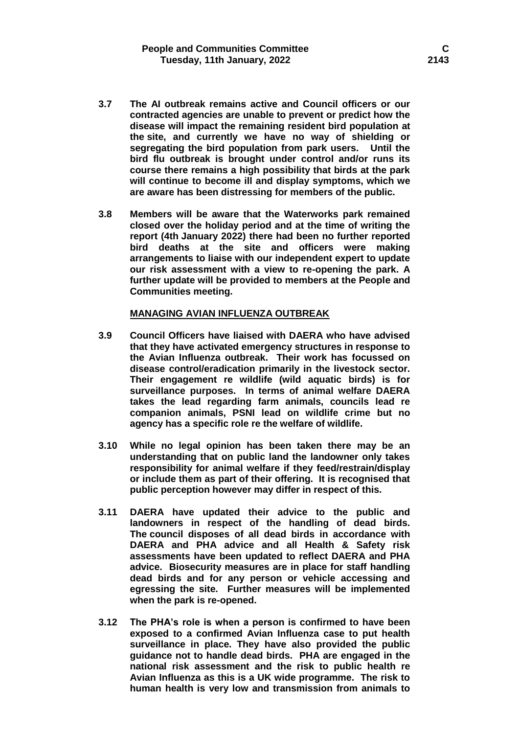**3.7 The AI outbreak remains active and Council officers or our contracted agencies are unable to prevent or predict how the disease will impact the remaining resident bird population at the site, and currently we have no way of shielding or segregating the bird population from park users. Until the bird flu outbreak is brought under control and/or runs its course there remains a high possibility that birds at the park will continue to become ill and display symptoms, which we are aware has been distressing for members of the public.**

**3.8 Members will be aware that the Waterworks park remained closed over the holiday period and at the time of writing the report (4th January 2022) there had been no further reported bird deaths at the site and officers were making arrangements to liaise with our independent expert to update our risk assessment with a view to re-opening the park. A further update will be provided to members at the People and Communities meeting.**

**MANAGING AVIAN INFLUENZA OUTBREAK**

**3.9 Council Officers have liaised with DAERA who have advised that they have activated emergency structures in response to the Avian Influenza outbreak. Their work has focussed on disease control/eradication primarily in the livestock sector. Their engagement re wildlife (wild aquatic birds) is for surveillance purposes. In terms of animal welfare DAERA takes the lead regarding farm animals, councils lead re companion animals, PSNI lead on wildlife crime but no agency has a specific role re the welfare of wildlife.**

**3.10 While no legal opinion has been taken there may be an understanding that on public land the landowner only takes responsibility for animal welfare if they feed/restrain/display or include them as part of their offering. It is recognised that public perception however may differ in respect of this.**

**3.11 DAERA have updated their advice to the public and landowners in respect of the handling of dead birds. The council disposes of all dead birds in accordance with DAERA and PHA advice and all Health & Safety risk assessments have been updated to reflect DAERA and PHA advice. Biosecurity measures are in place for staff handling dead birds and for any person or vehicle accessing and egressing the site. Further measures will be implemented when the park is re-opened.**

**3.12 The PHA's role is when a person is confirmed to have been exposed to a confirmed Avian Influenza case to put health surveillance in place. They have also provided the public guidance not to handle dead birds. PHA are engaged in the national risk assessment and the risk to public health re Avian Influenza as this is a UK wide programme. The risk to human health is very low and transmission from animals to**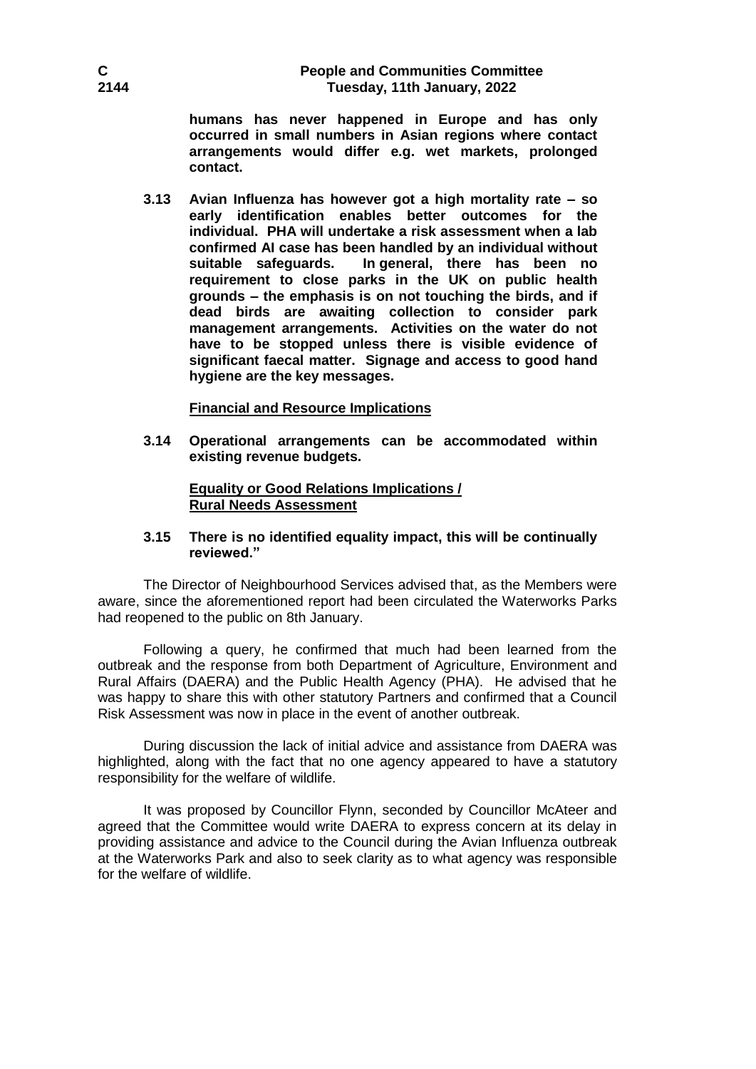**humans has never happened in Europe and has only occurred in small numbers in Asian regions where contact arrangements would differ e.g. wet markets, prolonged contact.**

**3.13 Avian Influenza has however got a high mortality rate – so early identification enables better outcomes for the individual. PHA will undertake a risk assessment when a lab confirmed AI case has been handled by an individual without suitable safeguards. In general, there has been no requirement to close parks in the UK on public health grounds – the emphasis is on not touching the birds, and if dead birds are awaiting collection to consider park management arrangements. Activities on the water do not have to be stopped unless there is visible evidence of significant faecal matter. Signage and access to good hand hygiene are the key messages.**

**Financial and Resource Implications**

**3.14 Operational arrangements can be accommodated within existing revenue budgets.**

**Equality or Good Relations Implications / Rural Needs Assessment**

**3.15 There is no identified equality impact, this will be continually reviewed."**

The Director of Neighbourhood Services advised that, as the Members were aware, since the aforementioned report had been circulated the Waterworks Parks had reopened to the public on 8th January.

Following a query, he confirmed that much had been learned from the outbreak and the response from both Department of Agriculture, Environment and Rural Affairs (DAERA) and the Public Health Agency (PHA). He advised that he was happy to share this with other statutory Partners and confirmed that a Council Risk Assessment was now in place in the event of another outbreak.

During discussion the lack of initial advice and assistance from DAERA was highlighted, along with the fact that no one agency appeared to have a statutory responsibility for the welfare of wildlife.

It was proposed by Councillor Flynn, seconded by Councillor McAteer and agreed that the Committee would write DAERA to express concern at its delay in providing assistance and advice to the Council during the Avian Influenza outbreak at the Waterworks Park and also to seek clarity as to what agency was responsible for the welfare of wildlife.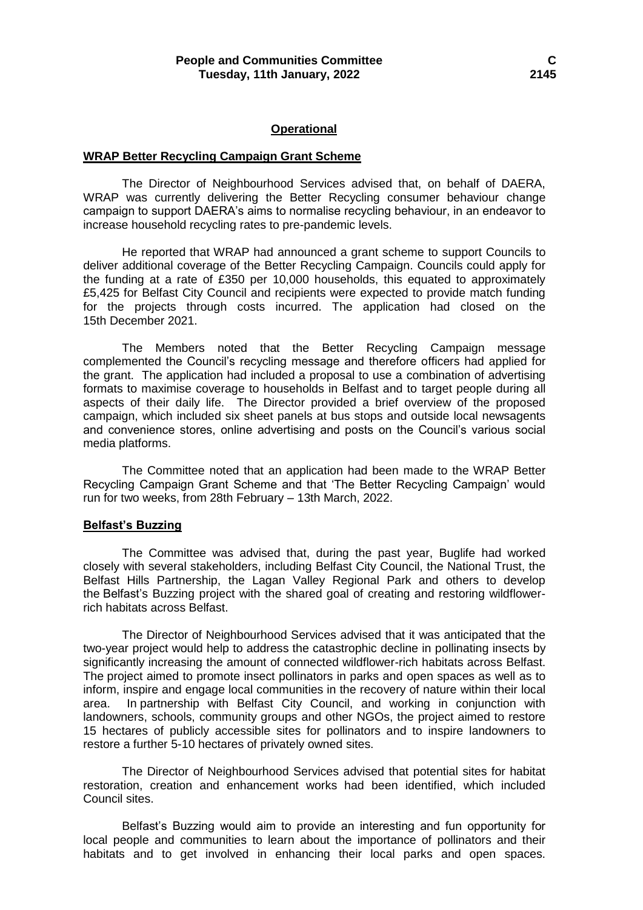## **Operational**

### **WRAP Better Recycling Campaign Grant Scheme**

The Director of Neighbourhood Services advised that, on behalf of DAERA, WRAP was currently delivering the Better Recycling consumer behaviour change campaign to support DAERA's aims to normalise recycling behaviour, in an endeavor to increase household recycling rates to pre-pandemic levels.

He reported that WRAP had announced a grant scheme to support Councils to deliver additional coverage of the Better Recycling Campaign. Councils could apply for the funding at a rate of £350 per 10,000 households, this equated to approximately £5,425 for Belfast City Council and recipients were expected to provide match funding for the projects through costs incurred. The application had closed on the 15th December 2021.

The Members noted that the Better Recycling Campaign message complemented the Council's recycling message and therefore officers had applied for the grant. The application had included a proposal to use a combination of advertising formats to maximise coverage to households in Belfast and to target people during all aspects of their daily life. The Director provided a brief overview of the proposed campaign, which included six sheet panels at bus stops and outside local newsagents and convenience stores, online advertising and posts on the Council's various social media platforms.

The Committee noted that an application had been made to the WRAP Better Recycling Campaign Grant Scheme and that 'The Better Recycling Campaign' would run for two weeks, from 28th February – 13th March, 2022.

### **Belfast's Buzzing**

The Committee was advised that, during the past year, Buglife had worked closely with several stakeholders, including Belfast City Council, the National Trust, the Belfast Hills Partnership, the Lagan Valley Regional Park and others to develop the Belfast's Buzzing project with the shared goal of creating and restoring wildflower-rich habitats across Belfast.

The Director of Neighbourhood Services advised that it was anticipated that the two-year project would help to address the catastrophic decline in pollinating insects by significantly increasing the amount of connected wildflower-rich habitats across Belfast. The project aimed to promote insect pollinators in parks and open spaces as well as to inform, inspire and engage local communities in the recovery of nature within their local area. In partnership with Belfast City Council, and working in conjunction with landowners, schools, community groups and other NGOs, the project aimed to restore 15 hectares of publicly accessible sites for pollinators and to inspire landowners to restore a further 5-10 hectares of privately owned sites.

The Director of Neighbourhood Services advised that potential sites for habitat restoration, creation and enhancement works had been identified, which included Council sites.

Belfast's Buzzing would aim to provide an interesting and fun opportunity for local people and communities to learn about the importance of pollinators and their habitats and to get involved in enhancing their local parks and open spaces.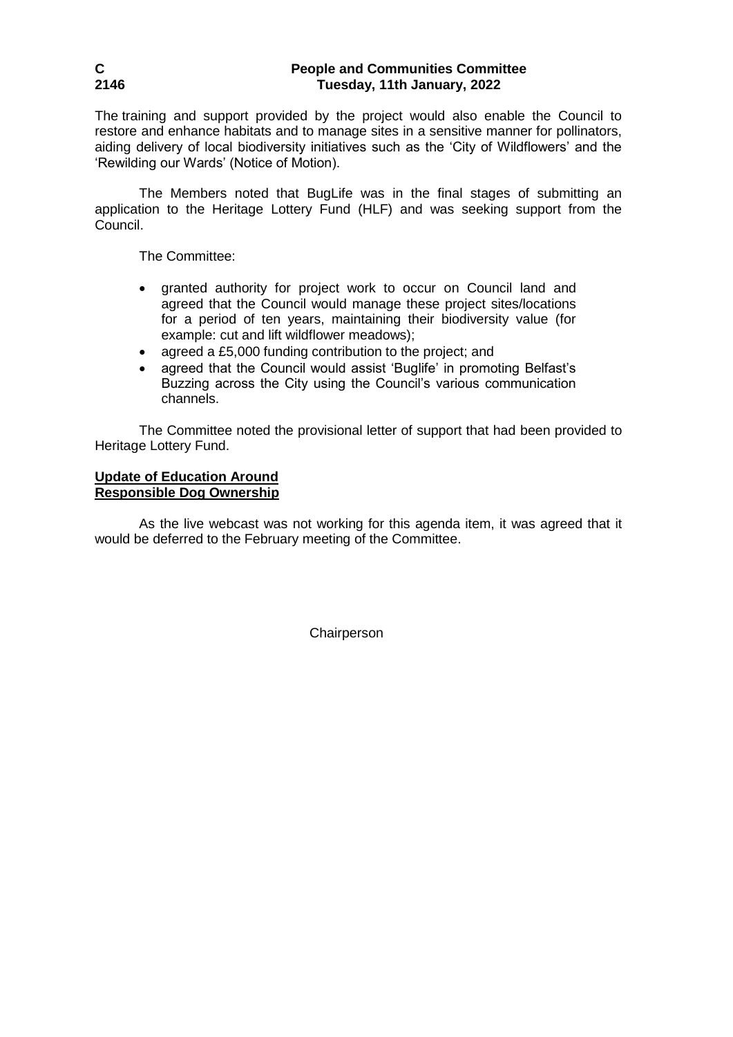The training and support provided by the project would also enable the Council to restore and enhance habitats and to manage sites in a sensitive manner for pollinators, aiding delivery of local biodiversity initiatives such as the 'City of Wildflowers' and the 'Rewilding our Wards' (Notice of Motion).

The Members noted that BugLife was in the final stages of submitting an application to the Heritage Lottery Fund (HLF) and was seeking support from the Council.

The Committee:

- granted authority for project work to occur on Council land and agreed that the Council would manage these project sites/locations for a period of ten years, maintaining their biodiversity value (for example: cut and lift wildflower meadows);
- agreed a £5,000 funding contribution to the project; and
- agreed that the Council would assist 'Buglife' in promoting Belfast's Buzzing across the City using the Council's various communication channels.

The Committee noted the provisional letter of support that had been provided to Heritage Lottery Fund.

**Update of Education Around Responsible Dog Ownership**

As the live webcast was not working for this agenda item, it was agreed that it would be deferred to the February meeting of the Committee.

Chairperson